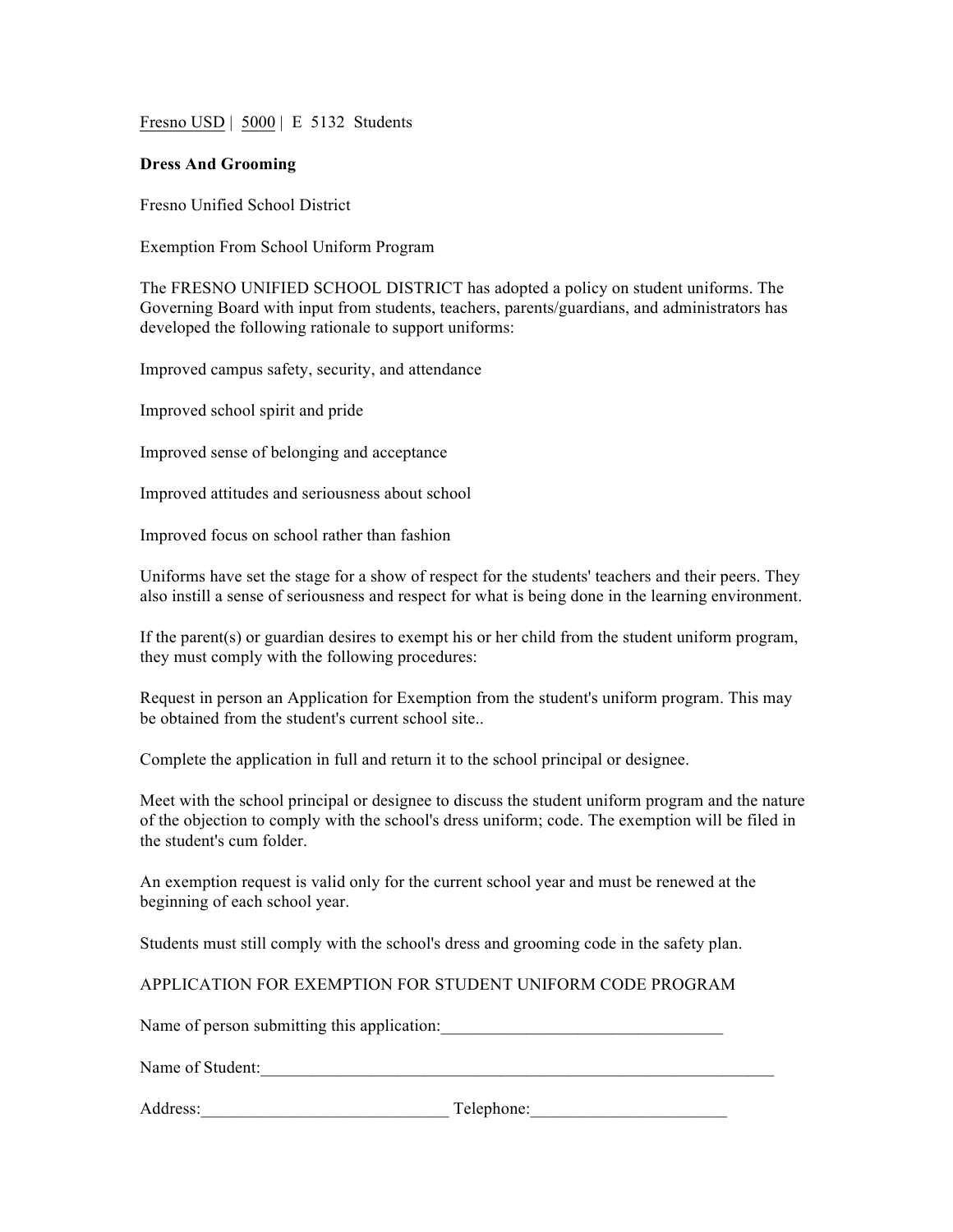Fresno USD | 5000 | E 5132 Students

**Dress And Grooming**

Fresno Unified School District

Exemption From School Uniform Program

The FRESNO UNIFIED SCHOOL DISTRICT has adopted a policy on student uniforms. The Governing Board with input from students, teachers, parents/guardians, and administrators has developed the following rationale to support uniforms:

Improved campus safety, security, and attendance

Improved school spirit and pride

Improved sense of belonging and acceptance

Improved attitudes and seriousness about school

Improved focus on school rather than fashion

Uniforms have set the stage for a show of respect for the students' teachers and their peers. They also instill a sense of seriousness and respect for what is being done in the learning environment.

If the parent(s) or guardian desires to exempt his or her child from the student uniform program, they must comply with the following procedures:

Request in person an Application for Exemption from the student's uniform program. This may be obtained from the student's current school site..

Complete the application in full and return it to the school principal or designee.

Meet with the school principal or designee to discuss the student uniform program and the nature of the objection to comply with the school's dress uniform; code. The exemption will be filed in the student's cum folder.

An exemption request is valid only for the current school year and must be renewed at the beginning of each school year.

Students must still comply with the school's dress and grooming code in the safety plan.

APPLICATION FOR EXEMPTION FOR STUDENT UNIFORM CODE PROGRAM

Name of person submitting this application:_________________________________

Name of Student:_______________________________________________________________

Address:_____________________________ Telephone:_______________________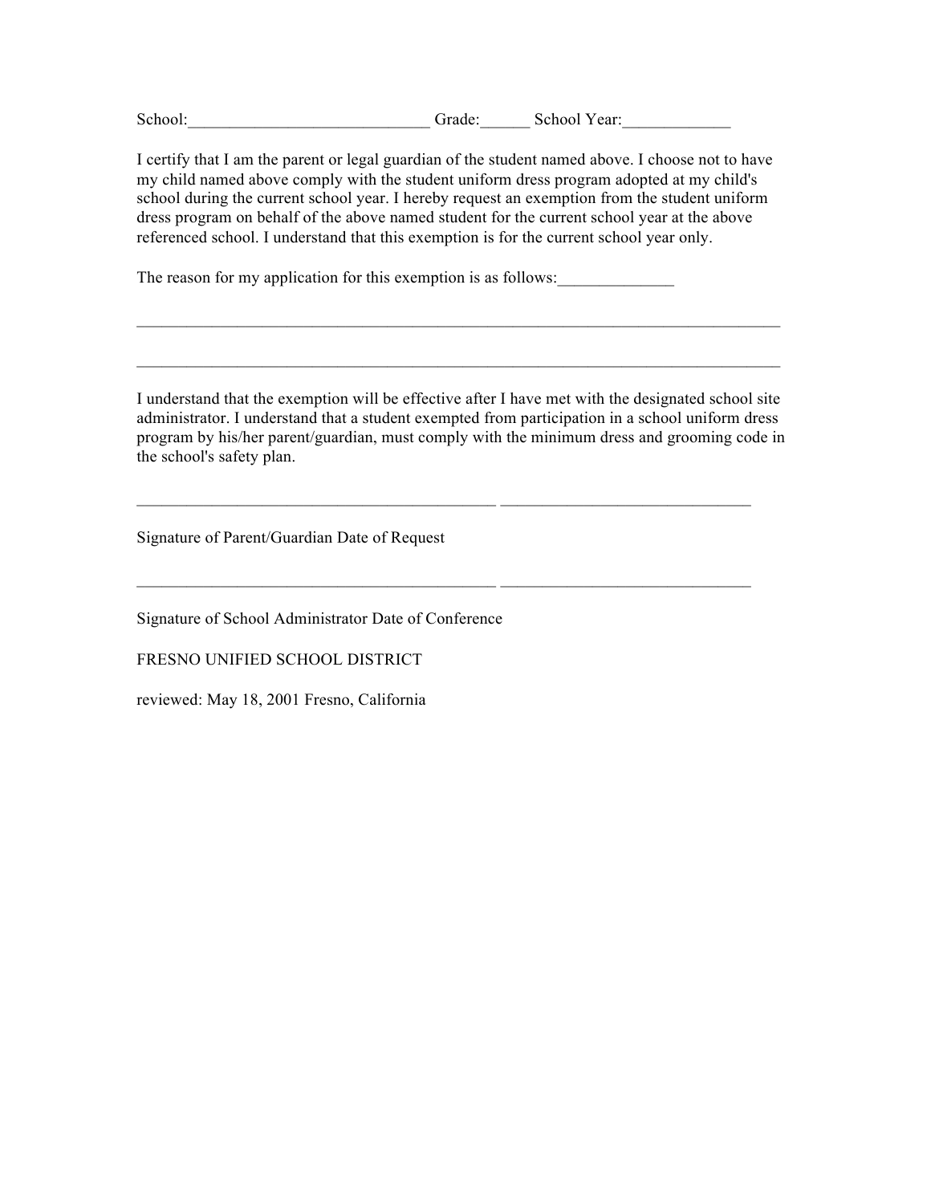School:_____________________________ Grade:______ School Year:_____________

I certify that I am the parent or legal guardian of the student named above. I choose not to have my child named above comply with the student uniform dress program adopted at my child's school during the current school year. I hereby request an exemption from the student uniform dress program on behalf of the above named student for the current school year at the above referenced school. I understand that this exemption is for the current school year only.

The reason for my application for this exemption is as follows:______________

________________________________________________________________________________

________________________________________________________________________________

I understand that the exemption will be effective after I have met with the designated school site administrator. I understand that a student exempted from participation in a school uniform dress program by his/her parent/guardian, must comply with the minimum dress and grooming code in the school's safety plan.

____________________________________________ ______________________________

Signature of Parent/Guardian Date of Request

____________________________________________ ______________________________

Signature of School Administrator Date of Conference

FRESNO UNIFIED SCHOOL DISTRICT

reviewed: May 18, 2001 Fresno, California